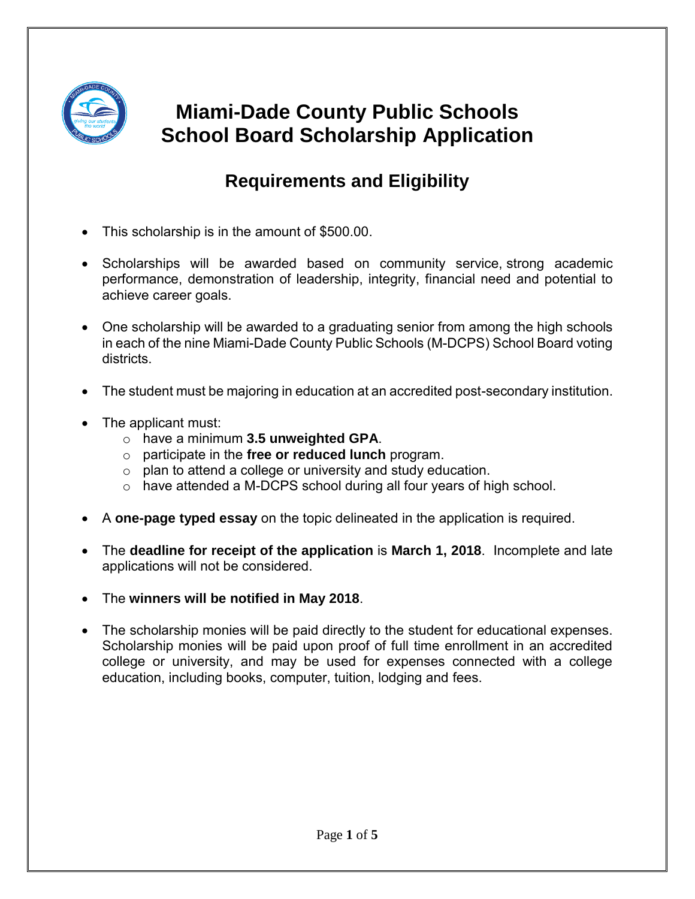# Miami-Dade County Public Schools
# School Board Scholarship Application

## Requirements and Eligibility

- This scholarship is in the amount of $500.00.
- Scholarships will be awarded based on community service, strong academic performance, demonstration of leadership, integrity, financial need and potential to achieve career goals.
- One scholarship will be awarded to a graduating senior from among the high schools in each of the nine Miami-Dade County Public Schools (M-DCPS) School Board voting districts.
- The student must be majoring in education at an accredited post-secondary institution.
- The applicant must:
  - have a minimum **3.5 unweighted GPA**.
  - participate in the **free or reduced lunch** program.
  - plan to attend a college or university and study education.
  - have attended a M-DCPS school during all four years of high school.
- A **one-page typed essay** on the topic delineated in the application is required.
- The **deadline for receipt of the application** is **March 1, 2018**. Incomplete and late applications will not be considered.
- The **winners will be notified in May 2018**.
- The scholarship monies will be paid directly to the student for educational expenses. Scholarship monies will be paid upon proof of full time enrollment in an accredited college or university, and may be used for expenses connected with a college education, including books, computer, tuition, lodging and fees.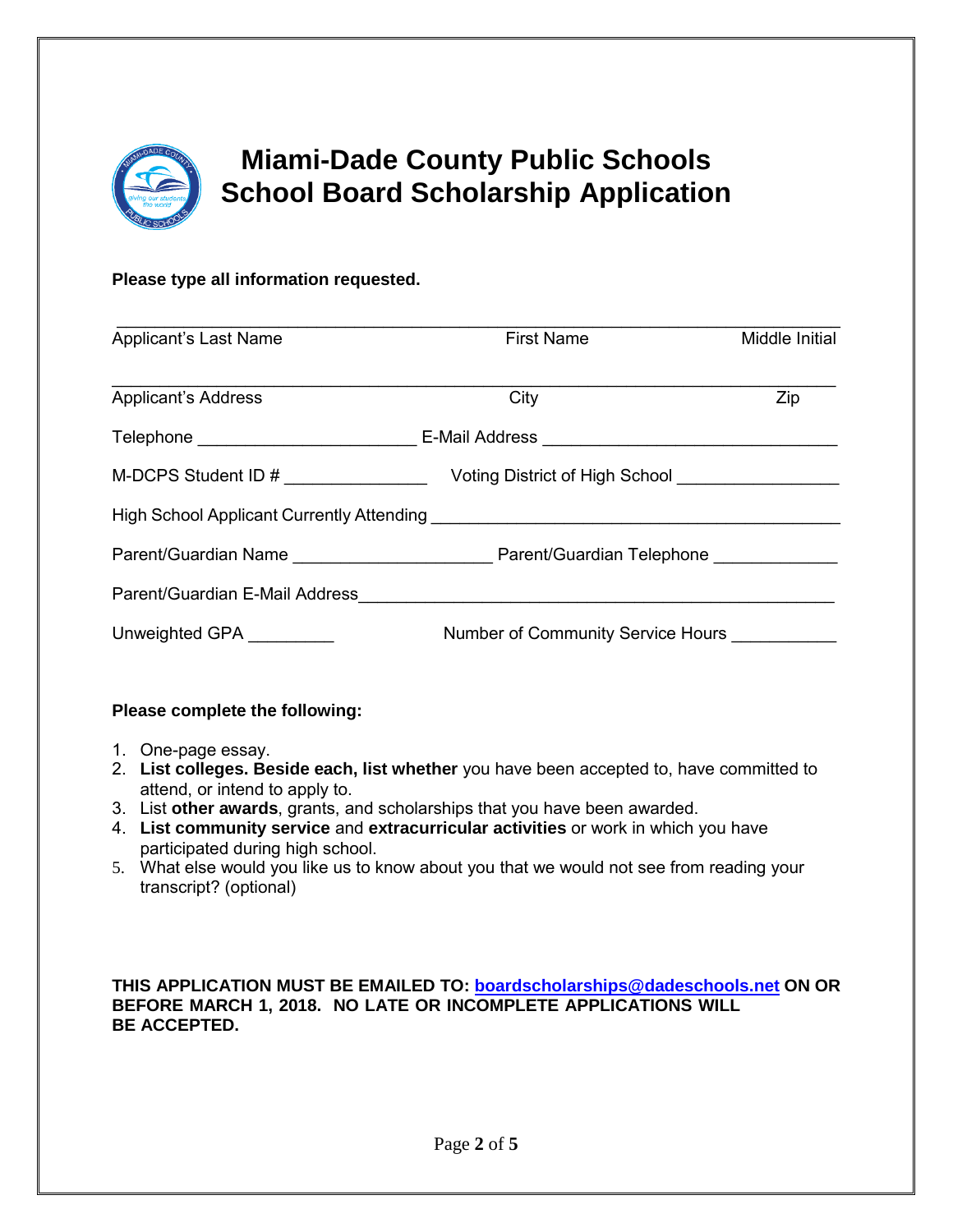# Miami-Dade County Public Schools
# School Board Scholarship Application

**Please type all information requested.**

\_\_\_\_\_\_\_\_\_\_\_\_\_\_\_\_\_\_\_\_\_\_\_\_\_\_\_\_\_\_\_\_\_\_\_\_\_\_\_\_\_\_\_\_\_\_\_\_\_\_\_\_\_\_\_\_\_\_\_\_\_\_\_\_\_\_\_\_\_\_\_\_\_\_\_\_

Applicant's Last Name                    First Name                    Middle Initial

\_\_\_\_\_\_\_\_\_\_\_\_\_\_\_\_\_\_\_\_\_\_\_\_\_\_\_\_\_\_\_\_\_\_\_\_\_\_\_\_\_\_\_\_\_\_\_\_\_\_\_\_\_\_\_\_\_\_\_\_\_\_\_\_\_\_\_\_\_\_\_\_\_\_\_\_

Applicant's Address                    City                    Zip

Telephone \_\_\_\_\_\_\_\_\_\_\_\_\_\_\_\_\_\_\_\_\_\_ E-Mail Address \_\_\_\_\_\_\_\_\_\_\_\_\_\_\_\_\_\_\_\_\_\_\_\_\_\_\_\_\_\_

M-DCPS Student ID # \_\_\_\_\_\_\_\_\_\_\_\_\_\_\_ Voting District of High School \_\_\_\_\_\_\_\_\_\_\_\_\_\_\_\_\_

High School Applicant Currently Attending \_\_\_\_\_\_\_\_\_\_\_\_\_\_\_\_\_\_\_\_\_\_\_\_\_\_\_\_\_\_\_\_\_\_\_\_\_\_\_\_\_\_

Parent/Guardian Name \_\_\_\_\_\_\_\_\_\_\_\_\_\_\_\_\_\_\_\_ Parent/Guardian Telephone \_\_\_\_\_\_\_\_\_\_\_\_\_

Parent/Guardian E-Mail Address\_\_\_\_\_\_\_\_\_\_\_\_\_\_\_\_\_\_\_\_\_\_\_\_\_\_\_\_\_\_\_\_\_\_\_\_\_\_\_\_\_\_\_\_\_\_\_\_

Unweighted GPA \_\_\_\_\_\_\_\_\_ Number of Community Service Hours \_\_\_\_\_\_\_\_\_\_\_

**Please complete the following:**

1. One-page essay.
2. **List colleges. Beside each, list whether** you have been accepted to, have committed to attend, or intend to apply to.
3. List **other awards**, grants, and scholarships that you have been awarded.
4. **List community service** and **extracurricular activities** or work in which you have participated during high school.
5. What else would you like us to know about you that we would not see from reading your transcript? (optional)

**THIS APPLICATION MUST BE EMAILED TO: boardscholarships@dadeschools.net ON OR BEFORE MARCH 1, 2018. NO LATE OR INCOMPLETE APPLICATIONS WILL BE ACCEPTED.**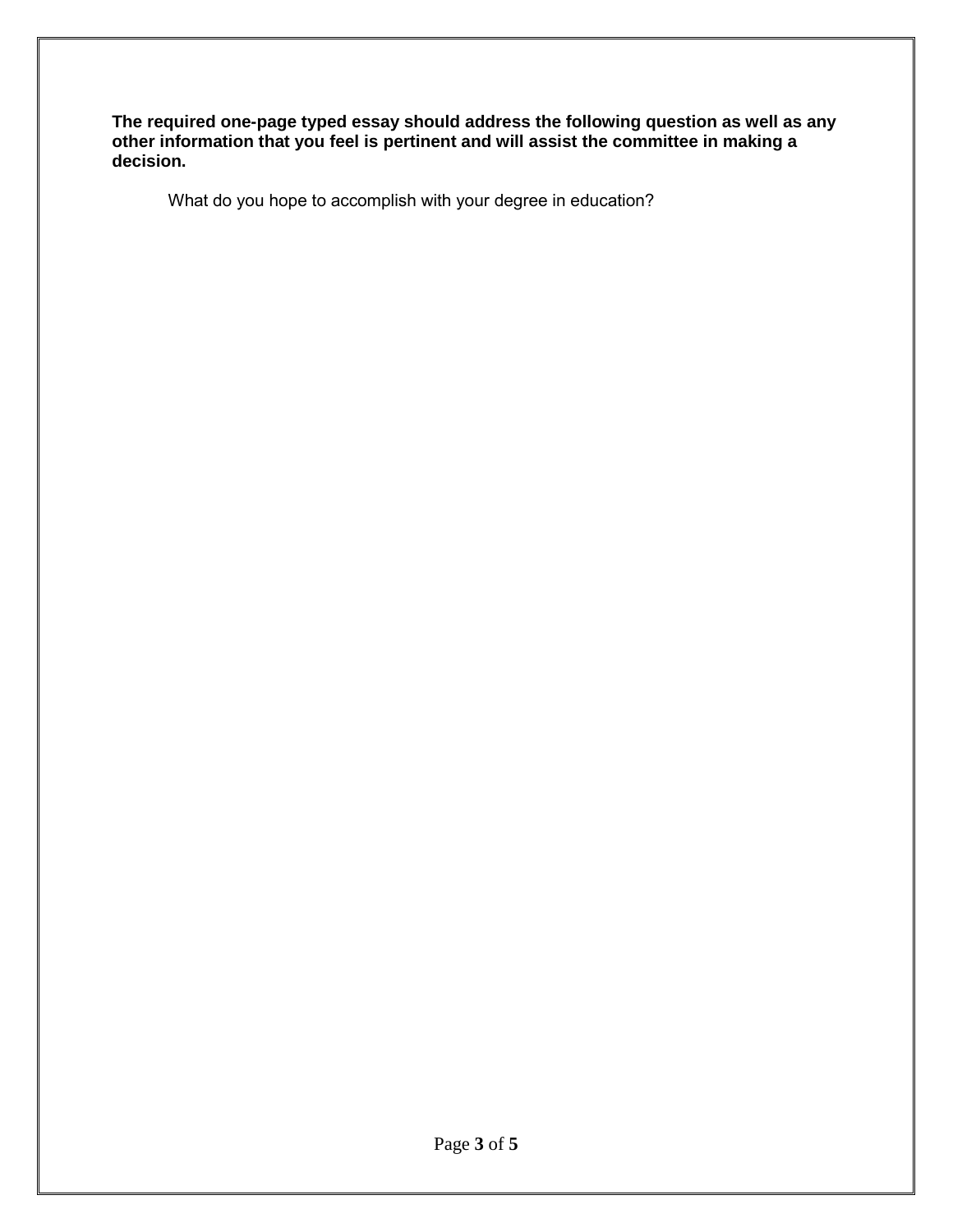**The required one-page typed essay should address the following question as well as any other information that you feel is pertinent and will assist the committee in making a decision.**

What do you hope to accomplish with your degree in education?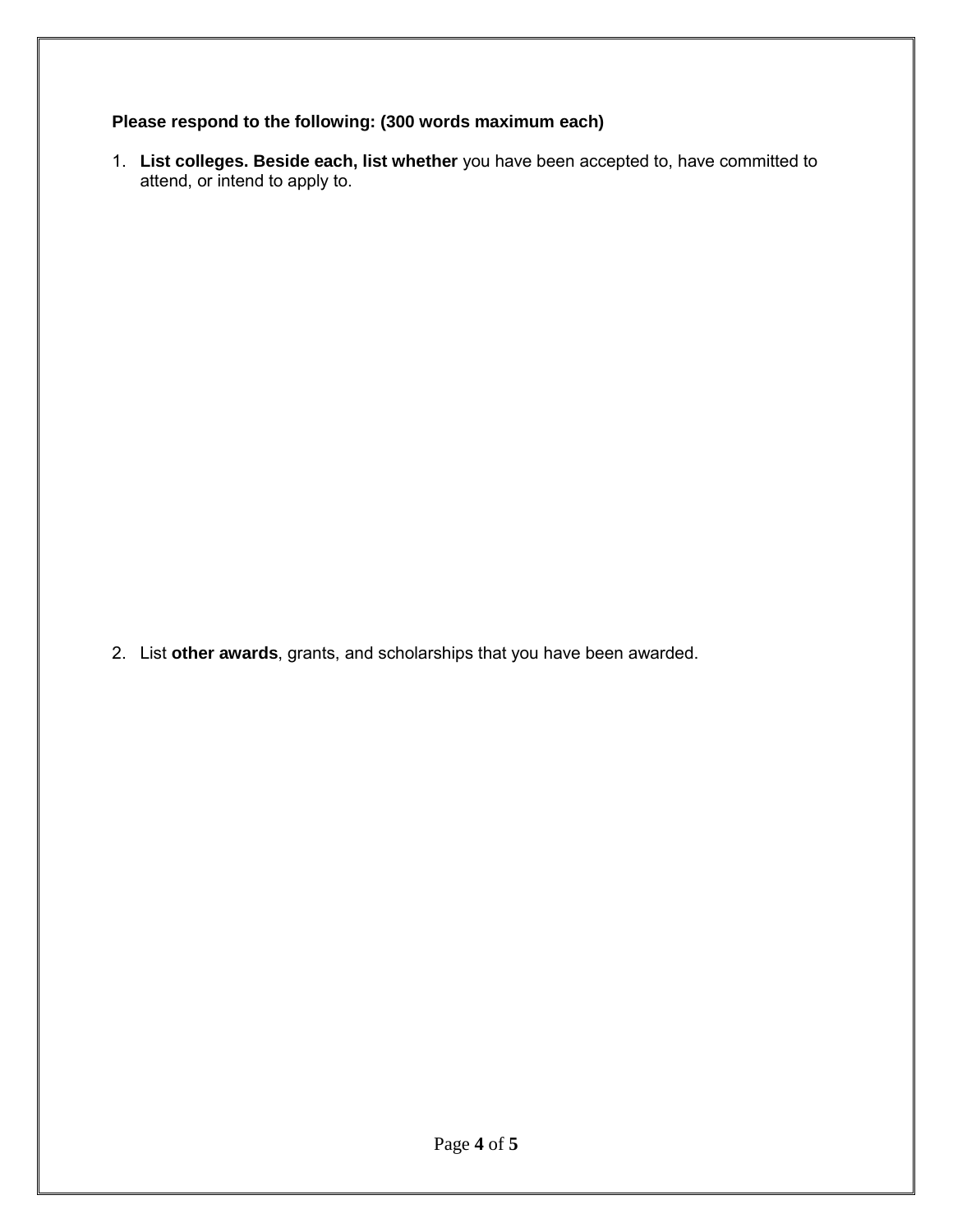**Please respond to the following: (300 words maximum each)**

1. **List colleges. Beside each, list whether** you have been accepted to, have committed to attend, or intend to apply to.

2. List **other awards**, grants, and scholarships that you have been awarded.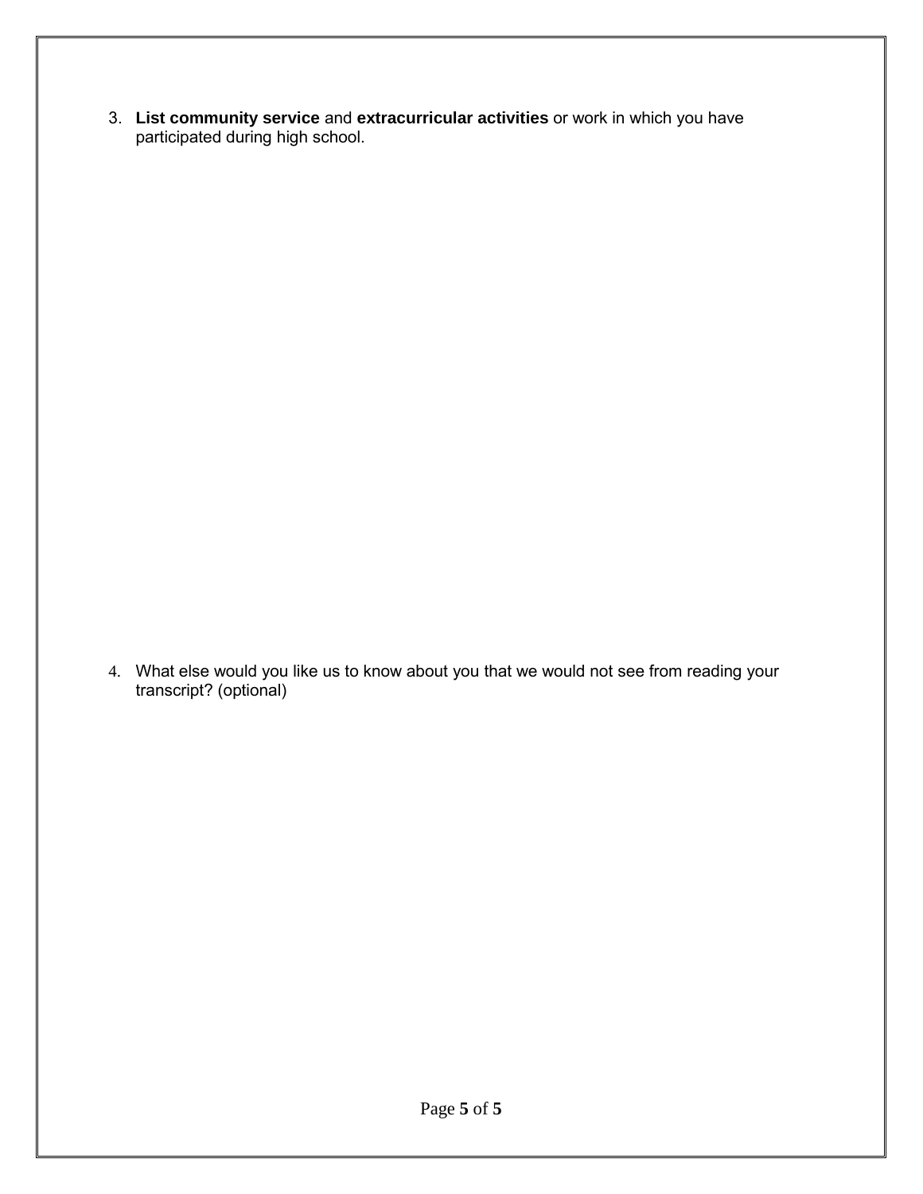3. **List community service** and **extracurricular activities** or work in which you have participated during high school.

4. What else would you like us to know about you that we would not see from reading your transcript? (optional)